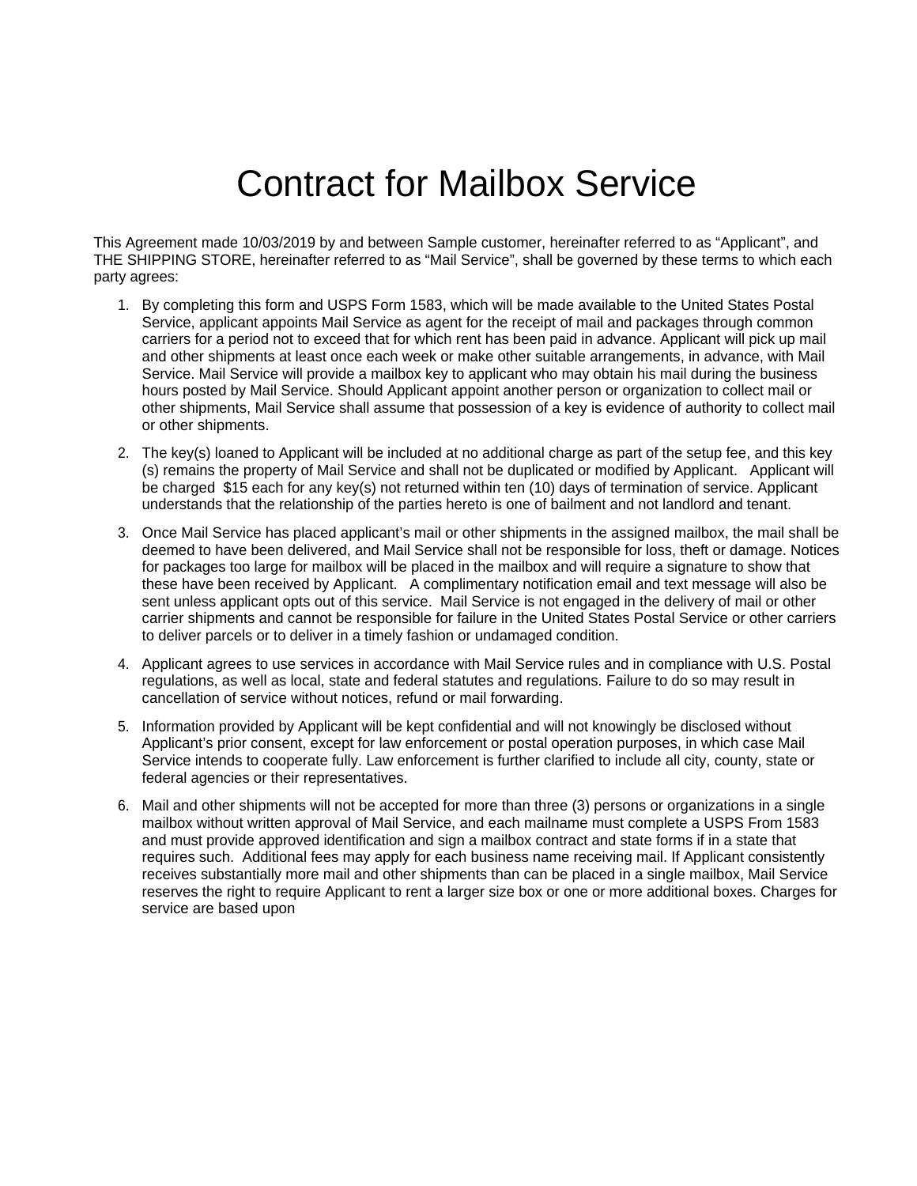# Contract for Mailbox Service

This Agreement made 10/03/2019 by and between Sample customer, hereinafter referred to as "Applicant", and THE SHIPPING STORE, hereinafter referred to as "Mail Service", shall be governed by these terms to which each party agrees:

1. By completing this form and USPS Form 1583, which will be made available to the United States Postal Service, applicant appoints Mail Service as agent for the receipt of mail and packages through common carriers for a period not to exceed that for which rent has been paid in advance. Applicant will pick up mail and other shipments at least once each week or make other suitable arrangements, in advance, with Mail Service. Mail Service will provide a mailbox key to applicant who may obtain his mail during the business hours posted by Mail Service. Should Applicant appoint another person or organization to collect mail or other shipments, Mail Service shall assume that possession of a key is evidence of authority to collect mail or other shipments.

2. The key(s) loaned to Applicant will be included at no additional charge as part of the setup fee, and this key (s) remains the property of Mail Service and shall not be duplicated or modified by Applicant. Applicant will be charged $15 each for any key(s) not returned within ten (10) days of termination of service. Applicant understands that the relationship of the parties hereto is one of bailment and not landlord and tenant.

3. Once Mail Service has placed applicant's mail or other shipments in the assigned mailbox, the mail shall be deemed to have been delivered, and Mail Service shall not be responsible for loss, theft or damage. Notices for packages too large for mailbox will be placed in the mailbox and will require a signature to show that these have been received by Applicant. A complimentary notification email and text message will also be sent unless applicant opts out of this service. Mail Service is not engaged in the delivery of mail or other carrier shipments and cannot be responsible for failure in the United States Postal Service or other carriers to deliver parcels or to deliver in a timely fashion or undamaged condition.

4. Applicant agrees to use services in accordance with Mail Service rules and in compliance with U.S. Postal regulations, as well as local, state and federal statutes and regulations. Failure to do so may result in cancellation of service without notices, refund or mail forwarding.

5. Information provided by Applicant will be kept confidential and will not knowingly be disclosed without Applicant's prior consent, except for law enforcement or postal operation purposes, in which case Mail Service intends to cooperate fully. Law enforcement is further clarified to include all city, county, state or federal agencies or their representatives.

6. Mail and other shipments will not be accepted for more than three (3) persons or organizations in a single mailbox without written approval of Mail Service, and each mailname must complete a USPS From 1583 and must provide approved identification and sign a mailbox contract and state forms if in a state that requires such. Additional fees may apply for each business name receiving mail. If Applicant consistently receives substantially more mail and other shipments than can be placed in a single mailbox, Mail Service reserves the right to require Applicant to rent a larger size box or one or more additional boxes. Charges for service are based upon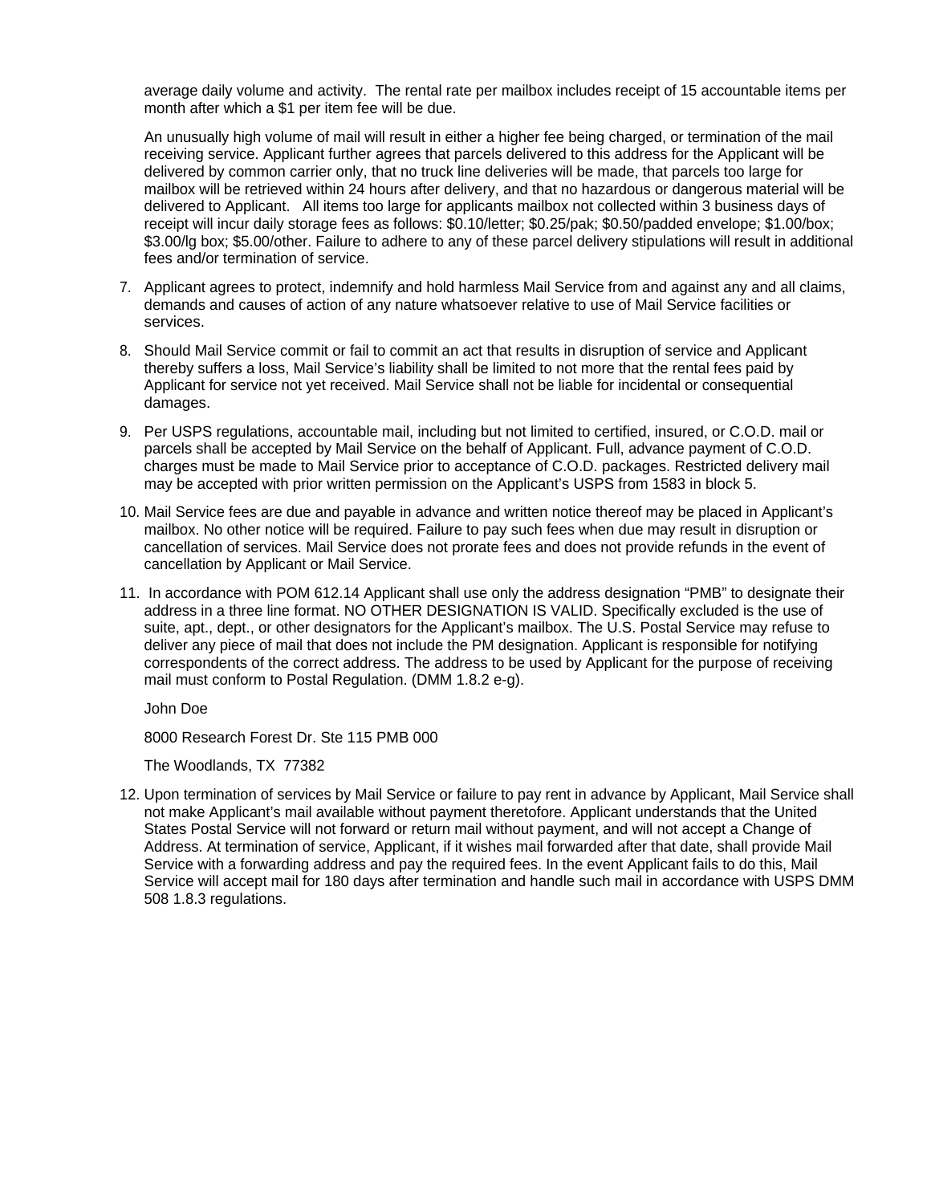average daily volume and activity. The rental rate per mailbox includes receipt of 15 accountable items per month after which a $1 per item fee will be due.

An unusually high volume of mail will result in either a higher fee being charged, or termination of the mail receiving service. Applicant further agrees that parcels delivered to this address for the Applicant will be delivered by common carrier only, that no truck line deliveries will be made, that parcels too large for mailbox will be retrieved within 24 hours after delivery, and that no hazardous or dangerous material will be delivered to Applicant. All items too large for applicants mailbox not collected within 3 business days of receipt will incur daily storage fees as follows: $0.10/letter; $0.25/pak; $0.50/padded envelope; $1.00/box; $3.00/lg box; $5.00/other. Failure to adhere to any of these parcel delivery stipulations will result in additional fees and/or termination of service.

7. Applicant agrees to protect, indemnify and hold harmless Mail Service from and against any and all claims, demands and causes of action of any nature whatsoever relative to use of Mail Service facilities or services.

8. Should Mail Service commit or fail to commit an act that results in disruption of service and Applicant thereby suffers a loss, Mail Service's liability shall be limited to not more that the rental fees paid by Applicant for service not yet received. Mail Service shall not be liable for incidental or consequential damages.

9. Per USPS regulations, accountable mail, including but not limited to certified, insured, or C.O.D. mail or parcels shall be accepted by Mail Service on the behalf of Applicant. Full, advance payment of C.O.D. charges must be made to Mail Service prior to acceptance of C.O.D. packages. Restricted delivery mail may be accepted with prior written permission on the Applicant's USPS from 1583 in block 5.

10. Mail Service fees are due and payable in advance and written notice thereof may be placed in Applicant's mailbox. No other notice will be required. Failure to pay such fees when due may result in disruption or cancellation of services. Mail Service does not prorate fees and does not provide refunds in the event of cancellation by Applicant or Mail Service.

11. In accordance with POM 612.14 Applicant shall use only the address designation "PMB" to designate their address in a three line format. NO OTHER DESIGNATION IS VALID. Specifically excluded is the use of suite, apt., dept., or other designators for the Applicant's mailbox. The U.S. Postal Service may refuse to deliver any piece of mail that does not include the PM designation. Applicant is responsible for notifying correspondents of the correct address. The address to be used by Applicant for the purpose of receiving mail must conform to Postal Regulation. (DMM 1.8.2 e-g).

    John Doe

    8000 Research Forest Dr. Ste 115 PMB 000

    The Woodlands, TX 77382

12. Upon termination of services by Mail Service or failure to pay rent in advance by Applicant, Mail Service shall not make Applicant's mail available without payment theretofore. Applicant understands that the United States Postal Service will not forward or return mail without payment, and will not accept a Change of Address. At termination of service, Applicant, if it wishes mail forwarded after that date, shall provide Mail Service with a forwarding address and pay the required fees. In the event Applicant fails to do this, Mail Service will accept mail for 180 days after termination and handle such mail in accordance with USPS DMM 508 1.8.3 regulations.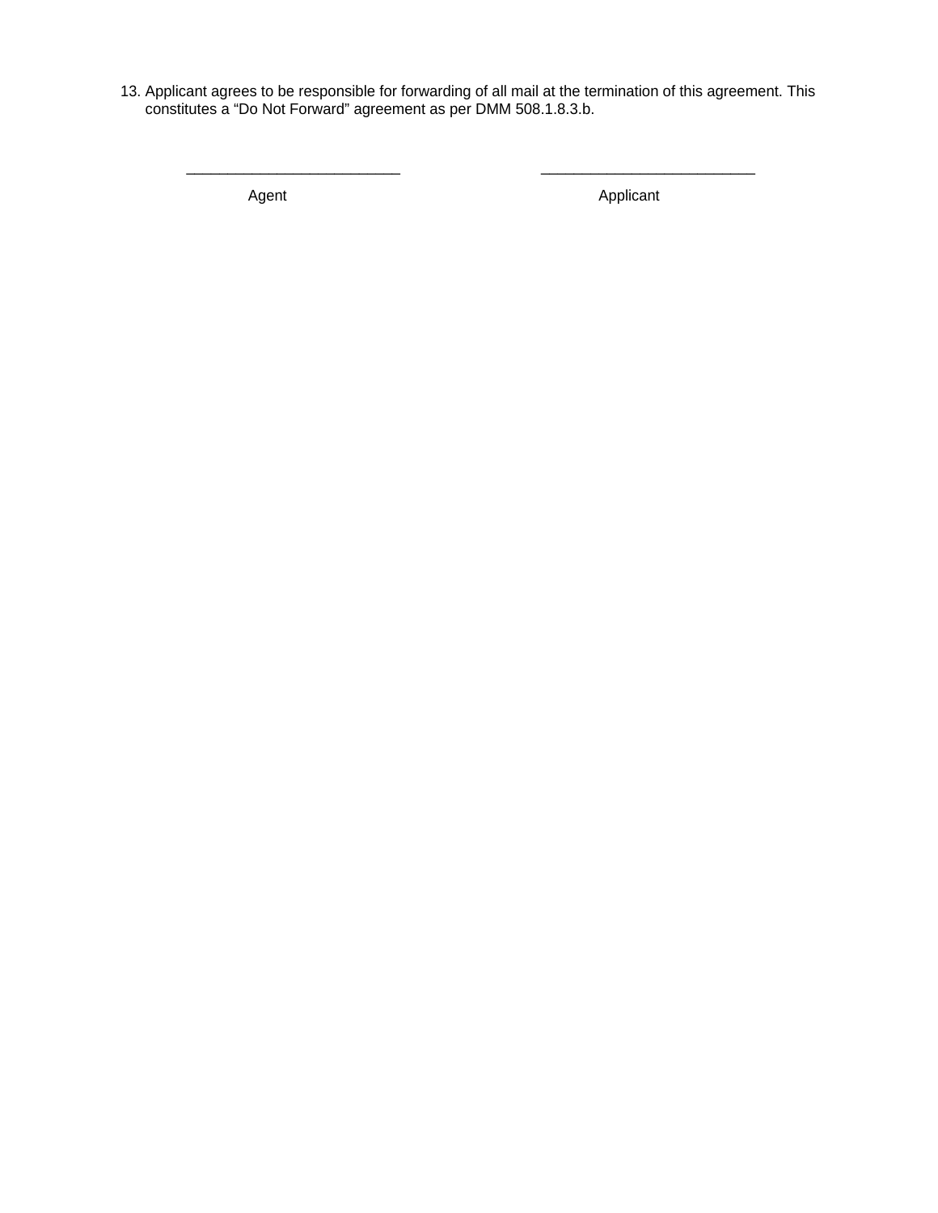13. Applicant agrees to be responsible for forwarding of all mail at the termination of this agreement. This constitutes a “Do Not Forward” agreement as per DMM 508.1.8.3.b.

| | |
|---|---|
| ___________________________ | ___________________________ |
| Agent | Applicant |